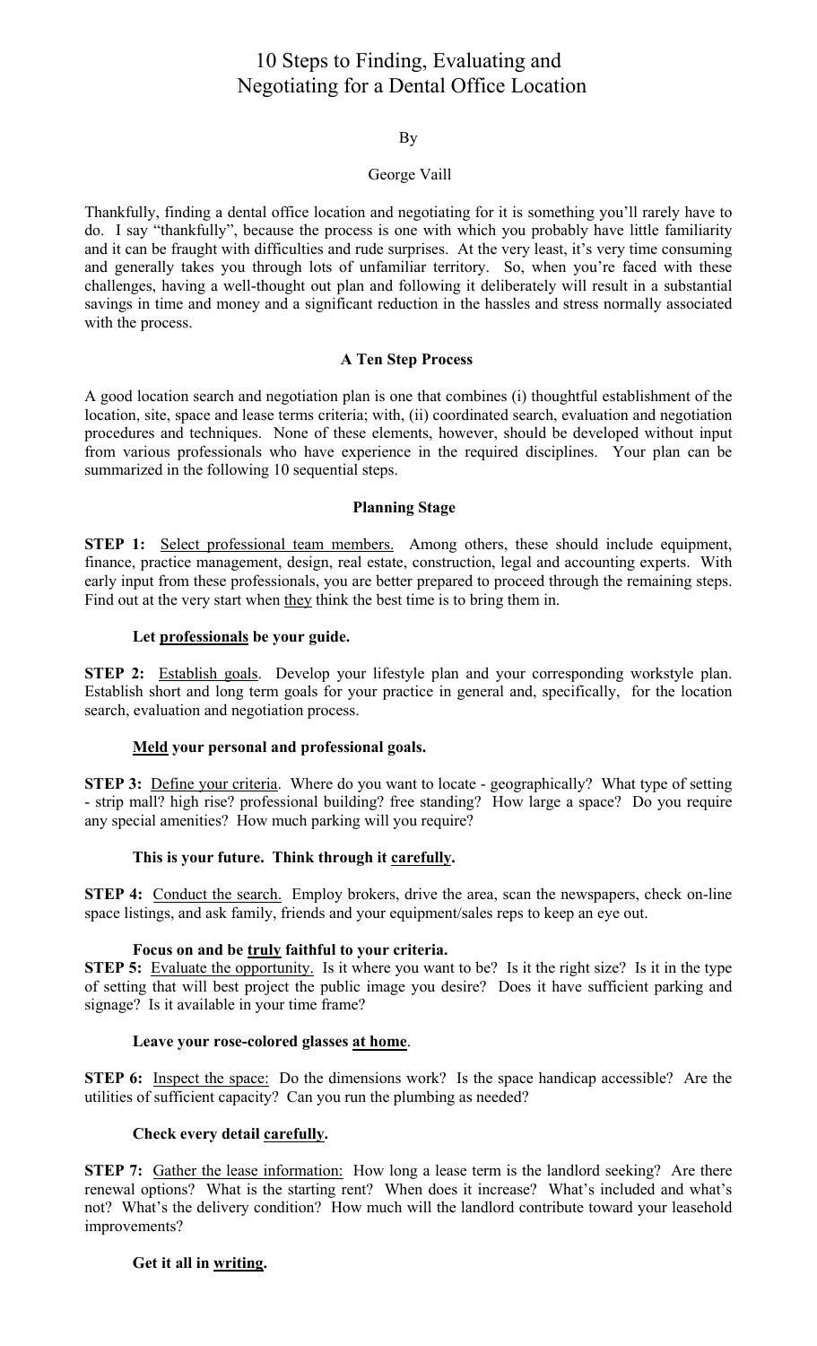# 10 Steps to Finding, Evaluating and Negotiating for a Dental Office Location

By

George Vaill

Thankfully, finding a dental office location and negotiating for it is something you'll rarely have to do. I say "thankfully", because the process is one with which you probably have little familiarity and it can be fraught with difficulties and rude surprises. At the very least, it's very time consuming and generally takes you through lots of unfamiliar territory. So, when you're faced with these challenges, having a well-thought out plan and following it deliberately will result in a substantial savings in time and money and a significant reduction in the hassles and stress normally associated with the process.

## A Ten Step Process

A good location search and negotiation plan is one that combines (i) thoughtful establishment of the location, site, space and lease terms criteria; with, (ii) coordinated search, evaluation and negotiation procedures and techniques. None of these elements, however, should be developed without input from various professionals who have experience in the required disciplines. Your plan can be summarized in the following 10 sequential steps.

### Planning Stage

**STEP 1:** Select professional team members. Among others, these should include equipment, finance, practice management, design, real estate, construction, legal and accounting experts. With early input from these professionals, you are better prepared to proceed through the remaining steps. Find out at the very start when they think the best time is to bring them in.

**Let professionals be your guide.**

**STEP 2:** Establish goals. Develop your lifestyle plan and your corresponding workstyle plan. Establish short and long term goals for your practice in general and, specifically, for the location search, evaluation and negotiation process.

**Meld your personal and professional goals.**

**STEP 3:** Define your criteria. Where do you want to locate - geographically? What type of setting - strip mall? high rise? professional building? free standing? How large a space? Do you require any special amenities? How much parking will you require?

**This is your future. Think through it carefully.**

**STEP 4:** Conduct the search. Employ brokers, drive the area, scan the newspapers, check on-line space listings, and ask family, friends and your equipment/sales reps to keep an eye out.

**Focus on and be truly faithful to your criteria.**

**STEP 5:** Evaluate the opportunity. Is it where you want to be? Is it the right size? Is it in the type of setting that will best project the public image you desire? Does it have sufficient parking and signage? Is it available in your time frame?

**Leave your rose-colored glasses at home.**

**STEP 6:** Inspect the space: Do the dimensions work? Is the space handicap accessible? Are the utilities of sufficient capacity? Can you run the plumbing as needed?

**Check every detail carefully.**

**STEP 7:** Gather the lease information: How long a lease term is the landlord seeking? Are there renewal options? What is the starting rent? When does it increase? What's included and what's not? What's the delivery condition? How much will the landlord contribute toward your leasehold improvements?

**Get it all in writing.**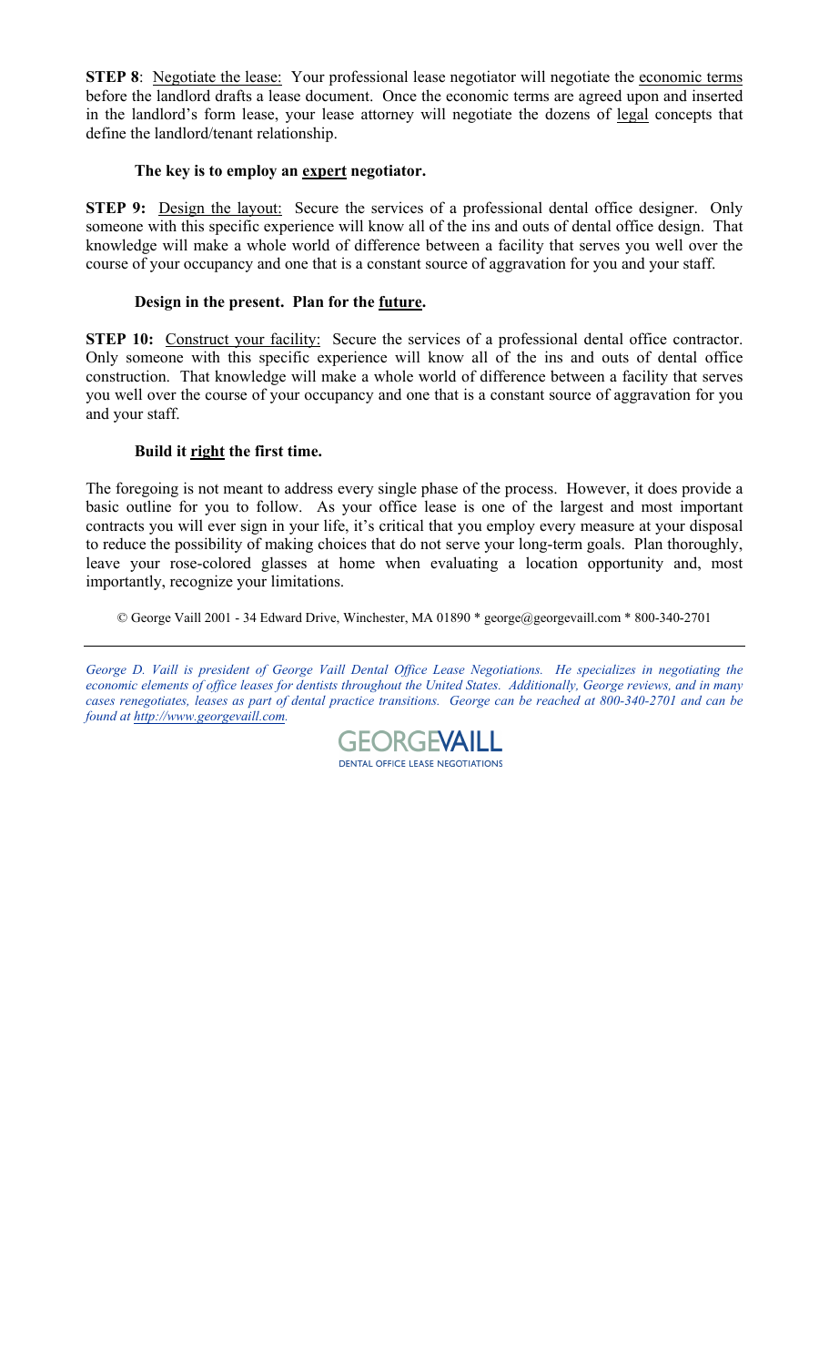**STEP 8**: Negotiate the lease: Your professional lease negotiator will negotiate the economic terms before the landlord drafts a lease document. Once the economic terms are agreed upon and inserted in the landlord's form lease, your lease attorney will negotiate the dozens of legal concepts that define the landlord/tenant relationship.

**The key is to employ an expert negotiator.**

**STEP 9:** Design the layout: Secure the services of a professional dental office designer. Only someone with this specific experience will know all of the ins and outs of dental office design. That knowledge will make a whole world of difference between a facility that serves you well over the course of your occupancy and one that is a constant source of aggravation for you and your staff.

**Design in the present. Plan for the future.**

**STEP 10:** Construct your facility: Secure the services of a professional dental office contractor. Only someone with this specific experience will know all of the ins and outs of dental office construction. That knowledge will make a whole world of difference between a facility that serves you well over the course of your occupancy and one that is a constant source of aggravation for you and your staff.

**Build it right the first time.**

The foregoing is not meant to address every single phase of the process. However, it does provide a basic outline for you to follow. As your office lease is one of the largest and most important contracts you will ever sign in your life, it's critical that you employ every measure at your disposal to reduce the possibility of making choices that do not serve your long-term goals. Plan thoroughly, leave your rose-colored glasses at home when evaluating a location opportunity and, most importantly, recognize your limitations.

© George Vaill 2001 - 34 Edward Drive, Winchester, MA 01890 * george@georgevaill.com * 800-340-2701

---

*George D. Vaill is president of George Vaill Dental Office Lease Negotiations. He specializes in negotiating the economic elements of office leases for dentists throughout the United States. Additionally, George reviews, and in many cases renegotiates, leases as part of dental practice transitions. George can be reached at 800-340-2701 and can be found at http://www.georgevaill.com.*

GEORGEVAILL
DENTAL OFFICE LEASE NEGOTIATIONS